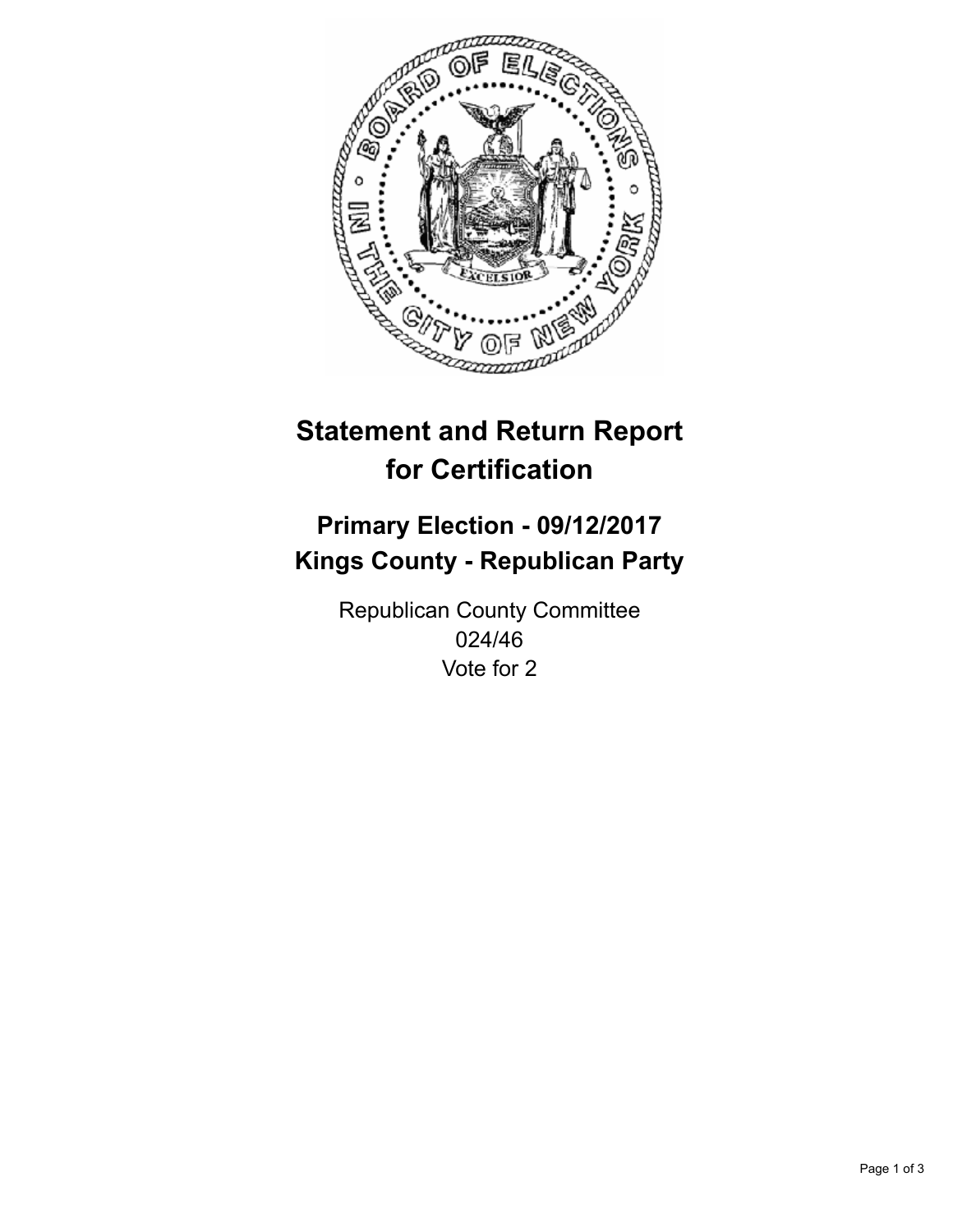# Statement and Return Report for Certification

## Primary Election - 09/12/2017
## Kings County - Republican Party

Republican County Committee
024/46
Vote for 2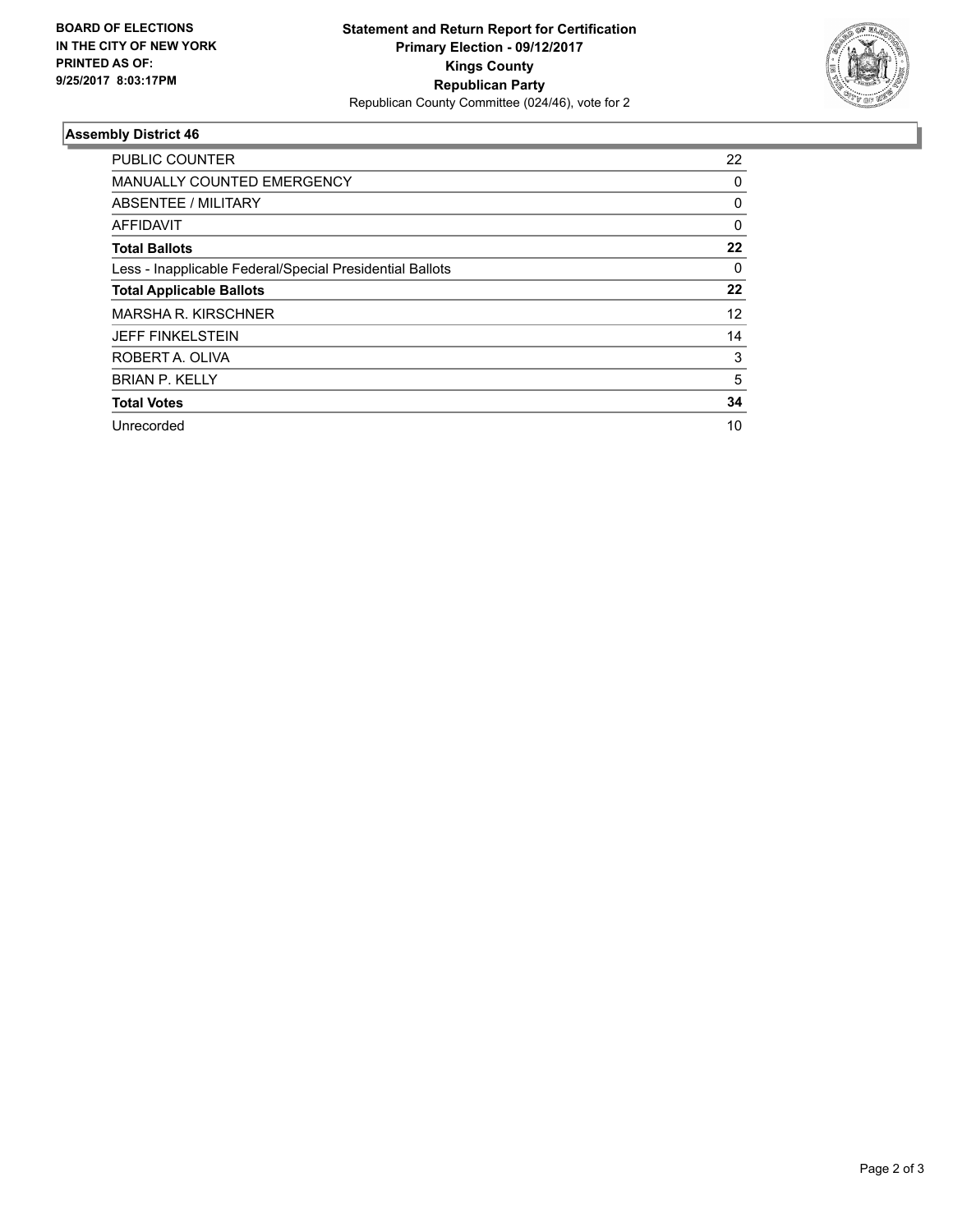**BOARD OF ELECTIONS IN THE CITY OF NEW YORK PRINTED AS OF: 9/25/2017 8:03:17PM**

**Statement and Return Report for Certification**
**Primary Election - 09/12/2017**
**Kings County**
**Republican Party**
Republican County Committee (024/46), vote for 2

## Assembly District 46

| | |
|---|---|
| PUBLIC COUNTER | 22 |
| MANUALLY COUNTED EMERGENCY | 0 |
| ABSENTEE / MILITARY | 0 |
| AFFIDAVIT | 0 |
| **Total Ballots** | **22** |
| Less - Inapplicable Federal/Special Presidential Ballots | 0 |
| **Total Applicable Ballots** | **22** |
| MARSHA R. KIRSCHNER | 12 |
| JEFF FINKELSTEIN | 14 |
| ROBERT A. OLIVA | 3 |
| BRIAN P. KELLY | 5 |
| **Total Votes** | **34** |
| Unrecorded | 10 |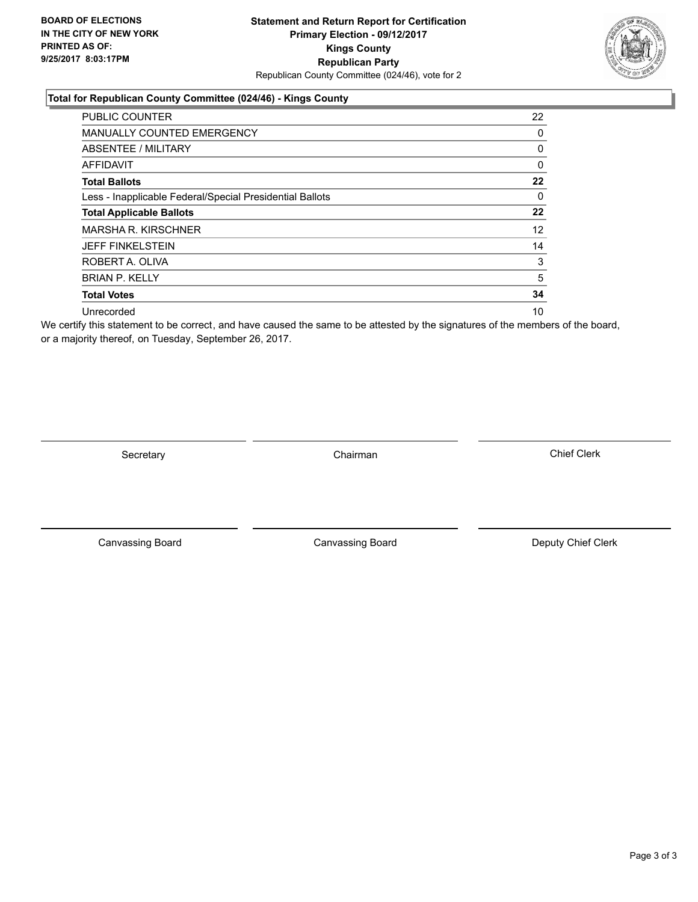**BOARD OF ELECTIONS IN THE CITY OF NEW YORK PRINTED AS OF: 9/25/2017 8:03:17PM**

**Statement and Return Report for Certification**
**Primary Election - 09/12/2017**
**Kings County**
**Republican Party**
Republican County Committee (024/46), vote for 2

**Total for Republican County Committee (024/46) - Kings County**

| | |
|---|---|
| PUBLIC COUNTER | 22 |
| MANUALLY COUNTED EMERGENCY | 0 |
| ABSENTEE / MILITARY | 0 |
| AFFIDAVIT | 0 |
| **Total Ballots** | **22** |
| Less - Inapplicable Federal/Special Presidential Ballots | 0 |
| **Total Applicable Ballots** | **22** |
| MARSHA R. KIRSCHNER | 12 |
| JEFF FINKELSTEIN | 14 |
| ROBERT A. OLIVA | 3 |
| BRIAN P. KELLY | 5 |
| **Total Votes** | **34** |
| Unrecorded | 10 |

We certify this statement to be correct, and have caused the same to be attested by the signatures of the members of the board, or a majority thereof, on Tuesday, September 26, 2017.

Secretary

Chairman

Chief Clerk

Canvassing Board

Canvassing Board

Deputy Chief Clerk